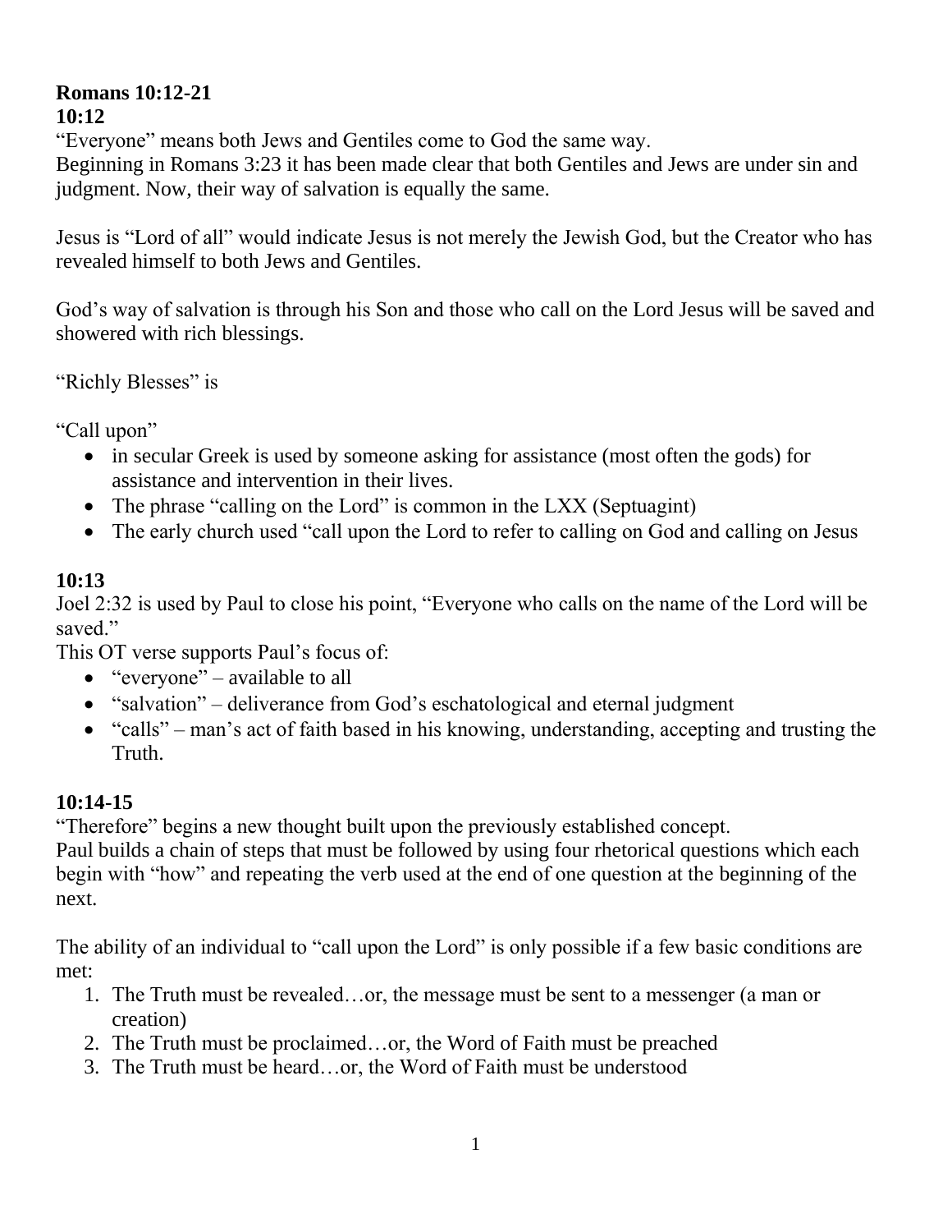**Romans 10:12-21**

**10:12**

"Everyone" means both Jews and Gentiles come to God the same way.
Beginning in Romans 3:23 it has been made clear that both Gentiles and Jews are under sin and judgment. Now, their way of salvation is equally the same.

Jesus is "Lord of all" would indicate Jesus is not merely the Jewish God, but the Creator who has revealed himself to both Jews and Gentiles.

God's way of salvation is through his Son and those who call on the Lord Jesus will be saved and showered with rich blessings.

"Richly Blesses" is

"Call upon"

- in secular Greek is used by someone asking for assistance (most often the gods) for assistance and intervention in their lives.
- The phrase "calling on the Lord" is common in the LXX (Septuagint)
- The early church used "call upon the Lord to refer to calling on God and calling on Jesus

**10:13**

Joel 2:32 is used by Paul to close his point, "Everyone who calls on the name of the Lord will be saved."
This OT verse supports Paul's focus of:

- "everyone" – available to all
- "salvation" – deliverance from God's eschatological and eternal judgment
- "calls" – man's act of faith based in his knowing, understanding, accepting and trusting the Truth.

**10:14-15**

"Therefore" begins a new thought built upon the previously established concept.
Paul builds a chain of steps that must be followed by using four rhetorical questions which each begin with "how" and repeating the verb used at the end of one question at the beginning of the next.

The ability of an individual to "call upon the Lord" is only possible if a few basic conditions are met:

1. The Truth must be revealed…or, the message must be sent to a messenger (a man or creation)
2. The Truth must be proclaimed…or, the Word of Faith must be preached
3. The Truth must be heard…or, the Word of Faith must be understood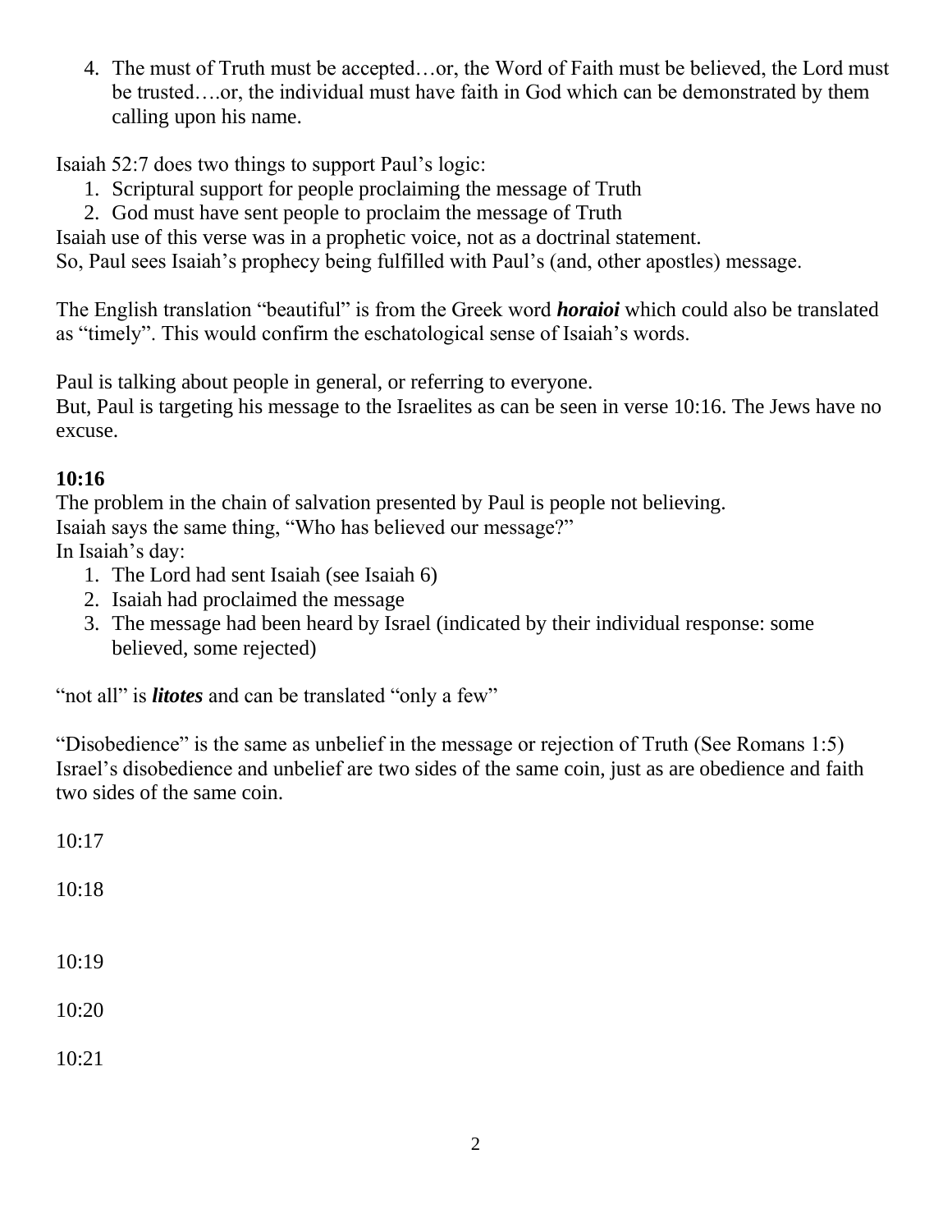4. The must of Truth must be accepted…or, the Word of Faith must be believed, the Lord must be trusted….or, the individual must have faith in God which can be demonstrated by them calling upon his name.

Isaiah 52:7 does two things to support Paul's logic:

1. Scriptural support for people proclaiming the message of Truth
2. God must have sent people to proclaim the message of Truth

Isaiah use of this verse was in a prophetic voice, not as a doctrinal statement.
So, Paul sees Isaiah's prophecy being fulfilled with Paul's (and, other apostles) message.

The English translation "beautiful" is from the Greek word ***horaioi*** which could also be translated as "timely". This would confirm the eschatological sense of Isaiah's words.

Paul is talking about people in general, or referring to everyone.
But, Paul is targeting his message to the Israelites as can be seen in verse 10:16. The Jews have no excuse.

**10:16**

The problem in the chain of salvation presented by Paul is people not believing.
Isaiah says the same thing, "Who has believed our message?"
In Isaiah's day:

1. The Lord had sent Isaiah (see Isaiah 6)
2. Isaiah had proclaimed the message
3. The message had been heard by Israel (indicated by their individual response: some believed, some rejected)

"not all" is ***litotes*** and can be translated "only a few"

"Disobedience" is the same as unbelief in the message or rejection of Truth (See Romans 1:5)
Israel's disobedience and unbelief are two sides of the same coin, just as are obedience and faith two sides of the same coin.

10:17

10:18

10:19

10:20

10:21